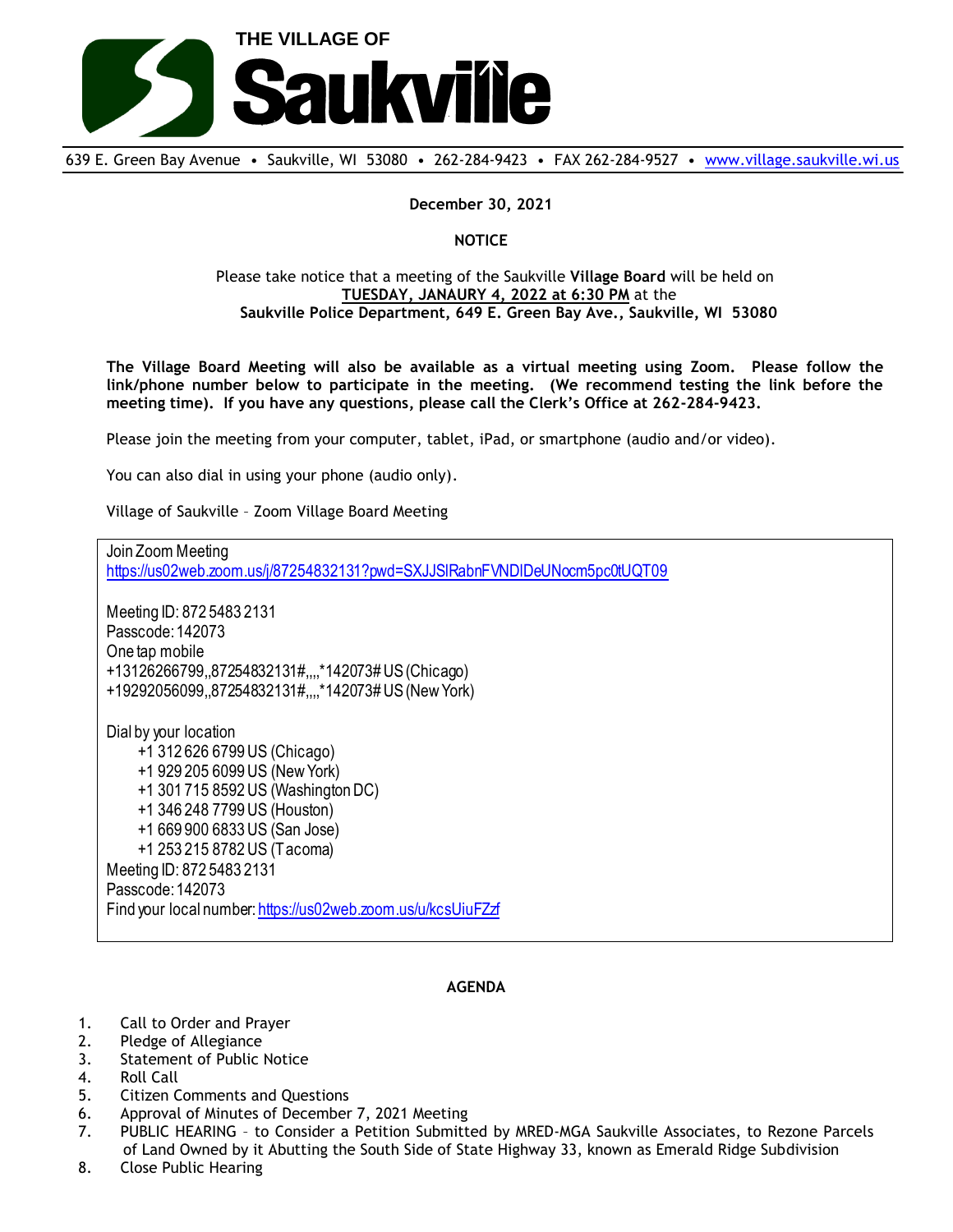# THE VILLAGE OF Saukville

639 E. Green Bay Avenue • Saukville, WI 53080 • 262-284-9423 • FAX 262-284-9527 • www.village.saukville.wi.us

**December 30, 2021**

**NOTICE**

Please take notice that a meeting of the Saukville **Village Board** will be held on **TUESDAY, JANAURY 4, 2022 at 6:30 PM** at the **Saukville Police Department, 649 E. Green Bay Ave., Saukville, WI 53080**

**The Village Board Meeting will also be available as a virtual meeting using Zoom. Please follow the link/phone number below to participate in the meeting. (We recommend testing the link before the meeting time). If you have any questions, please call the Clerk's Office at 262-284-9423.**

Please join the meeting from your computer, tablet, iPad, or smartphone (audio and/or video).

You can also dial in using your phone (audio only).

Village of Saukville – Zoom Village Board Meeting

Join Zoom Meeting
https://us02web.zoom.us/j/87254832131?pwd=SXJJSlRabnFVNDlDeUNocm5pc0tUQT09

Meeting ID: 872 5483 2131
Passcode: 142073
One tap mobile
+13126266799,,87254832131#,,,,*142073# US (Chicago)
+19292056099,,87254832131#,,,,*142073# US (New York)

Dial by your location
- +1 312 626 6799 US (Chicago)
- +1 929 205 6099 US (New York)
- +1 301 715 8592 US (Washington DC)
- +1 346 248 7799 US (Houston)
- +1 669 900 6833 US (San Jose)
- +1 253 215 8782 US (Tacoma)

Meeting ID: 872 5483 2131
Passcode: 142073
Find your local number: https://us02web.zoom.us/u/kcsUiuFZzf

**AGENDA**

1. Call to Order and Prayer
2. Pledge of Allegiance
3. Statement of Public Notice
4. Roll Call
5. Citizen Comments and Questions
6. Approval of Minutes of December 7, 2021 Meeting
7. PUBLIC HEARING – to Consider a Petition Submitted by MRED-MGA Saukville Associates, to Rezone Parcels of Land Owned by it Abutting the South Side of State Highway 33, known as Emerald Ridge Subdivision
8. Close Public Hearing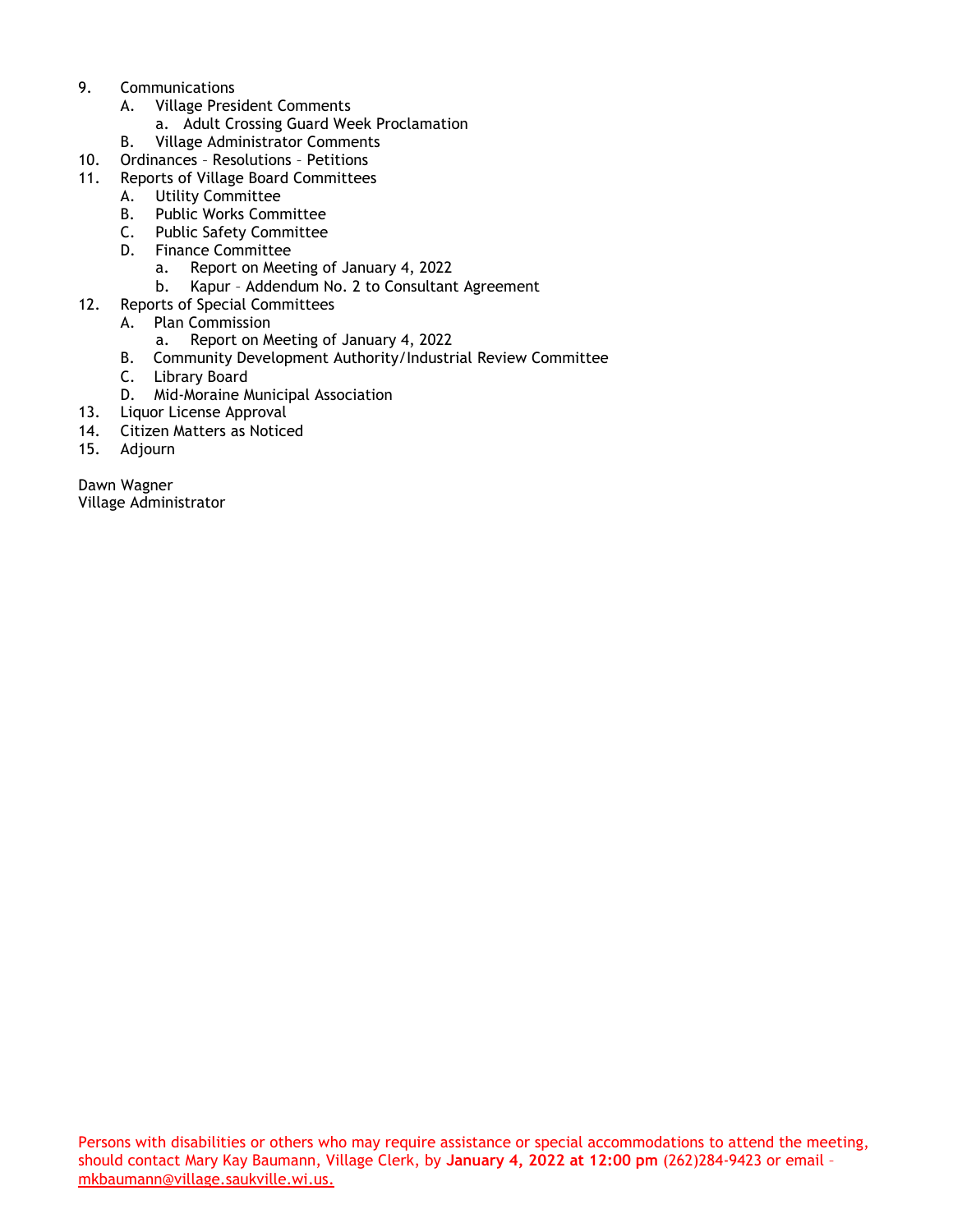9. Communications
   A. Village President Comments
      a. Adult Crossing Guard Week Proclamation
   B. Village Administrator Comments
10. Ordinances – Resolutions – Petitions
11. Reports of Village Board Committees
   A. Utility Committee
   B. Public Works Committee
   C. Public Safety Committee
   D. Finance Committee
      a. Report on Meeting of January 4, 2022
      b. Kapur – Addendum No. 2 to Consultant Agreement
12. Reports of Special Committees
   A. Plan Commission
      a. Report on Meeting of January 4, 2022
   B. Community Development Authority/Industrial Review Committee
   C. Library Board
   D. Mid-Moraine Municipal Association
13. Liquor License Approval
14. Citizen Matters as Noticed
15. Adjourn

Dawn Wagner
Village Administrator

Persons with disabilities or others who may require assistance or special accommodations to attend the meeting, should contact Mary Kay Baumann, Village Clerk, by **January 4, 2022 at 12:00 pm** (262)284-9423 or email – mkbaumann@village.saukville.wi.us.